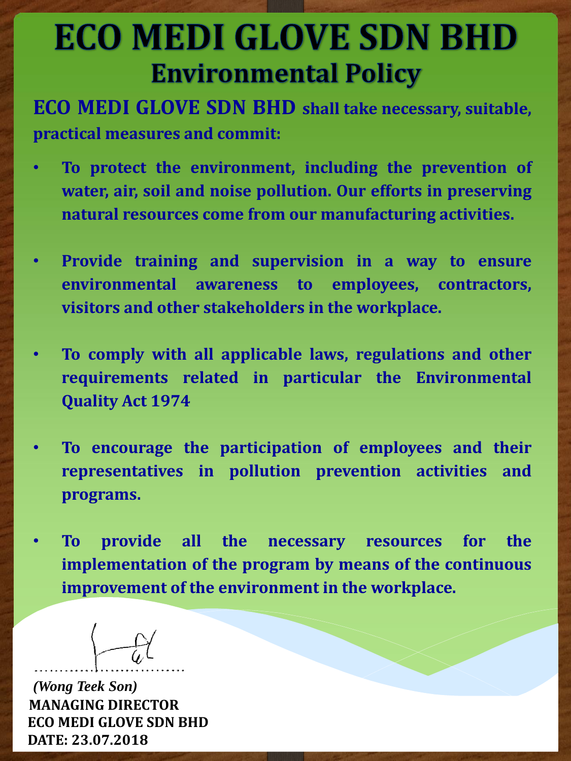# ECO MEDI GLOVE SDN BHD

## Environmental Policy

**ECO MEDI GLOVE SDN BHD shall take necessary, suitable, practical measures and commit:**

- **To protect the environment, including the prevention of water, air, soil and noise pollution. Our efforts in preserving natural resources come from our manufacturing activities.**
- **Provide training and supervision in a way to ensure environmental awareness to employees, contractors, visitors and other stakeholders in the workplace.**
- **To comply with all applicable laws, regulations and other requirements related in particular the Environmental Quality Act 1974**
- **To encourage the participation of employees and their representatives in pollution prevention activities and programs.**
- **To provide all the necessary resources for the implementation of the program by means of the continuous improvement of the environment in the workplace.**

……………………………

*(Wong Teek Son)*

**MANAGING DIRECTOR**

**ECO MEDI GLOVE SDN BHD**

**DATE: 23.07.2018**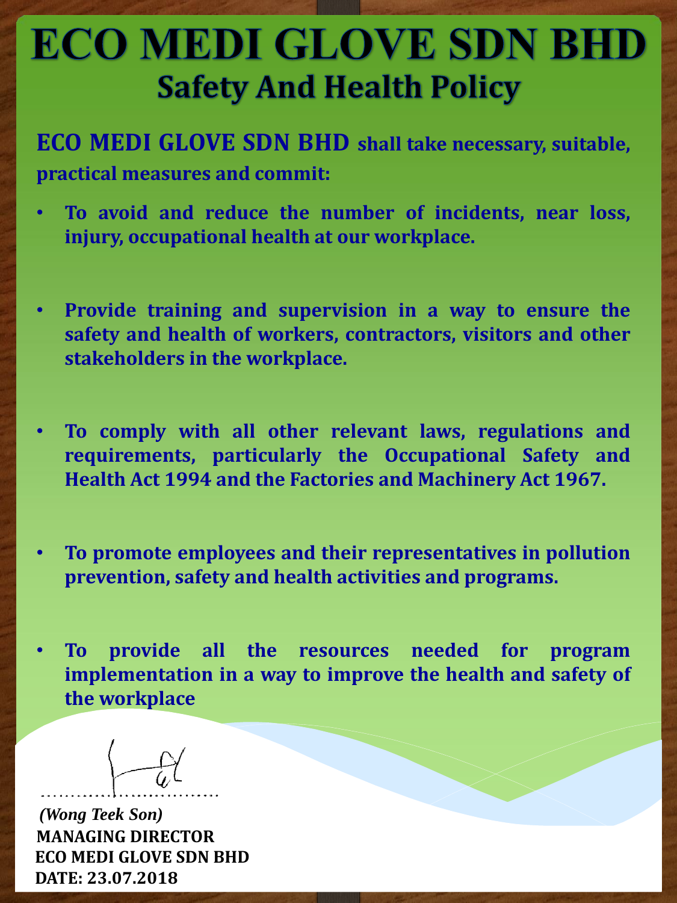# ECO MEDI GLOVE SDN BHD

## Safety And Health Policy

**ECO MEDI GLOVE SDN BHD shall take necessary, suitable, practical measures and commit:**

- **To avoid and reduce the number of incidents, near loss, injury, occupational health at our workplace.**
- **Provide training and supervision in a way to ensure the safety and health of workers, contractors, visitors and other stakeholders in the workplace.**
- **To comply with all other relevant laws, regulations and requirements, particularly the Occupational Safety and Health Act 1994 and the Factories and Machinery Act 1967.**
- **To promote employees and their representatives in pollution prevention, safety and health activities and programs.**
- **To provide all the resources needed for program implementation in a way to improve the health and safety of the workplace**

*(Wong Teek Son)*
**MANAGING DIRECTOR**
**ECO MEDI GLOVE SDN BHD**
**DATE: 23.07.2018**